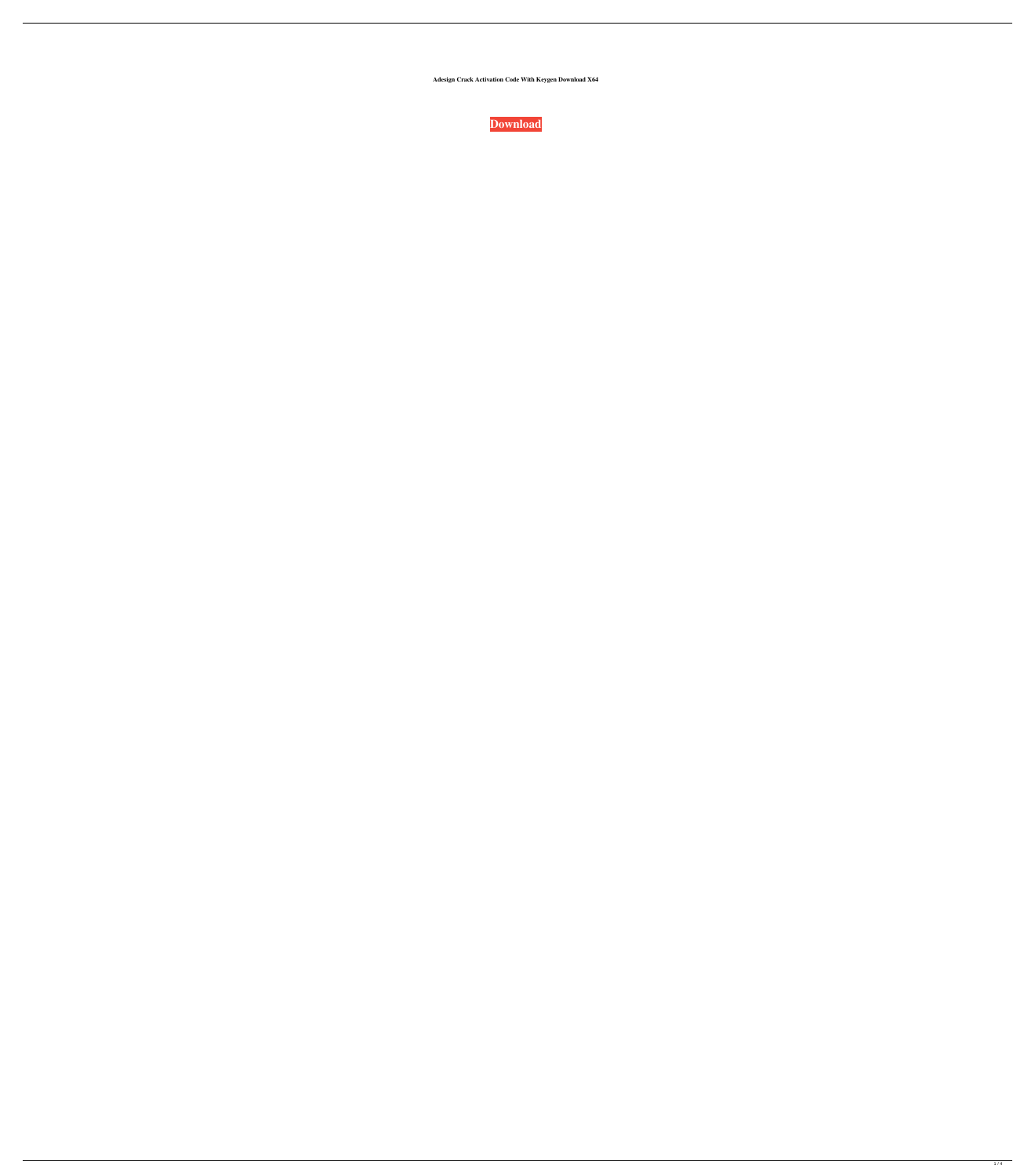**Adesign Crack Activation Code With Keygen Download X64**

**Download**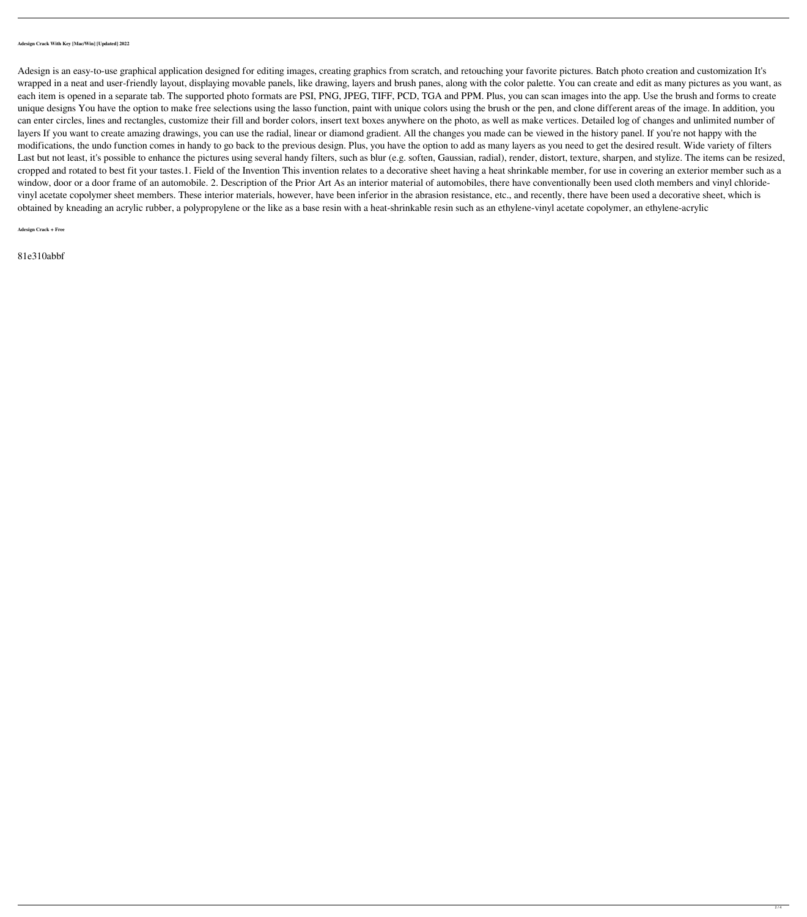**Adesign Crack With Key [Mac/Win] [Updated] 2022**

Adesign is an easy-to-use graphical application designed for editing images, creating graphics from scratch, and retouching your favorite pictures. Batch photo creation and customization It's wrapped in a neat and user-friendly layout, displaying movable panels, like drawing, layers and brush panes, along with the color palette. You can create and edit as many pictures as you want, as each item is opened in a separate tab. The supported photo formats are PSI, PNG, JPEG, TIFF, PCD, TGA and PPM. Plus, you can scan images into the app. Use the brush and forms to create unique designs You have the option to make free selections using the lasso function, paint with unique colors using the brush or the pen, and clone different areas of the image. In addition, you can enter circles, lines and rectangles, customize their fill and border colors, insert text boxes anywhere on the photo, as well as make vertices. Detailed log of changes and unlimited number of layers If you want to create amazing drawings, you can use the radial, linear or diamond gradient. All the changes you made can be viewed in the history panel. If you're not happy with the modifications, the undo function comes in handy to go back to the previous design. Plus, you have the option to add as many layers as you need to get the desired result. Wide variety of filters Last but not least, it's possible to enhance the pictures using several handy filters, such as blur (e.g. soften, Gaussian, radial), render, distort, texture, sharpen, and stylize. The items can be resized, cropped and rotated to best fit your tastes.1. Field of the Invention This invention relates to a decorative sheet having a heat shrinkable member, for use in covering an exterior member such as a window, door or a door frame of an automobile. 2. Description of the Prior Art As an interior material of automobiles, there have conventionally been used cloth members and vinyl chloride-vinyl acetate copolymer sheet members. These interior materials, however, have been inferior in the abrasion resistance, etc., and recently, there have been used a decorative sheet, which is obtained by kneading an acrylic rubber, a polypropylene or the like as a base resin with a heat-shrinkable resin such as an ethylene-vinyl acetate copolymer, an ethylene-acrylic

**Adesign Crack + Free**

81e310abbf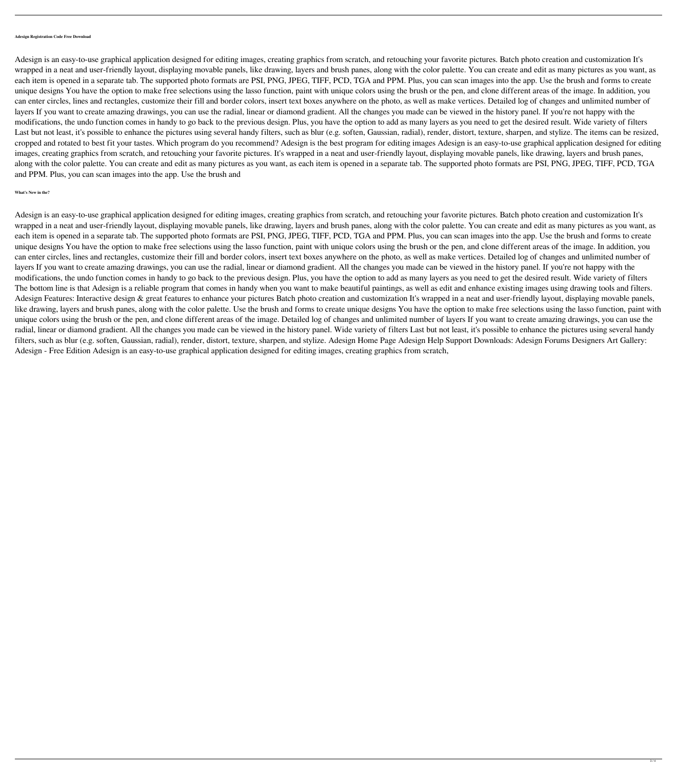#### Adesign Registration Code Free Download

Adesign is an easy-to-use graphical application designed for editing images, creating graphics from scratch, and retouching your favorite pictures. Batch photo creation and customization It's wrapped in a neat and user-friendly layout, displaying movable panels, like drawing, layers and brush panes, along with the color palette. You can create and edit as many pictures as you want, as each item is opened in a separate tab. The supported photo formats are PSI, PNG, JPEG, TIFF, PCD, TGA and PPM. Plus, you can scan images into the app. Use the brush and forms to create unique designs You have the option to make free selections using the lasso function, paint with unique colors using the brush or the pen, and clone different areas of the image. In addition, you can enter circles, lines and rectangles, customize their fill and border colors, insert text boxes anywhere on the photo, as well as make vertices. Detailed log of changes and unlimited number of layers If you want to create amazing drawings, you can use the radial, linear or diamond gradient. All the changes you made can be viewed in the history panel. If you're not happy with the modifications, the undo function comes in handy to go back to the previous design. Plus, you have the option to add as many layers as you need to get the desired result. Wide variety of filters Last but not least, it's possible to enhance the pictures using several handy filters, such as blur (e.g. soften, Gaussian, radial), render, distort, texture, sharpen, and stylize. The items can be resized, cropped and rotated to best fit your tastes. Which program do you recommend? Adesign is the best program for editing images Adesign is an easy-to-use graphical application designed for editing images, creating graphics from scratch, and retouching your favorite pictures. It's wrapped in a neat and user-friendly layout, displaying movable panels, like drawing, layers and brush panes, along with the color palette. You can create and edit as many pictures as you want, as each item is opened in a separate tab. The supported photo formats are PSI, PNG, JPEG, TIFF, PCD, TGA and PPM. Plus, you can scan images into the app. Use the brush and

#### What's New in the?

Adesign is an easy-to-use graphical application designed for editing images, creating graphics from scratch, and retouching your favorite pictures. Batch photo creation and customization It's wrapped in a neat and user-friendly layout, displaying movable panels, like drawing, layers and brush panes, along with the color palette. You can create and edit as many pictures as you want, as each item is opened in a separate tab. The supported photo formats are PSI, PNG, JPEG, TIFF, PCD, TGA and PPM. Plus, you can scan images into the app. Use the brush and forms to create unique designs You have the option to make free selections using the lasso function, paint with unique colors using the brush or the pen, and clone different areas of the image. In addition, you can enter circles, lines and rectangles, customize their fill and border colors, insert text boxes anywhere on the photo, as well as make vertices. Detailed log of changes and unlimited number of layers If you want to create amazing drawings, you can use the radial, linear or diamond gradient. All the changes you made can be viewed in the history panel. If you're not happy with the modifications, the undo function comes in handy to go back to the previous design. Plus, you have the option to add as many layers as you need to get the desired result. Wide variety of filters The bottom line is that Adesign is a reliable program that comes in handy when you want to make beautiful paintings, as well as edit and enhance existing images using drawing tools and filters. Adesign Features: Interactive design & great features to enhance your pictures Batch photo creation and customization It's wrapped in a neat and user-friendly layout, displaying movable panels, like drawing, layers and brush panes, along with the color palette. Use the brush and forms to create unique designs You have the option to make free selections using the lasso function, paint with unique colors using the brush or the pen, and clone different areas of the image. Detailed log of changes and unlimited number of layers If you want to create amazing drawings, you can use the radial, linear or diamond gradient. All the changes you made can be viewed in the history panel. Wide variety of filters Last but not least, it's possible to enhance the pictures using several handy filters, such as blur (e.g. soften, Gaussian, radial), render, distort, texture, sharpen, and stylize. Adesign Home Page Adesign Help Support Downloads: Adesign Forums Designers Art Gallery: Adesign - Free Edition Adesign is an easy-to-use graphical application designed for editing images, creating graphics from scratch,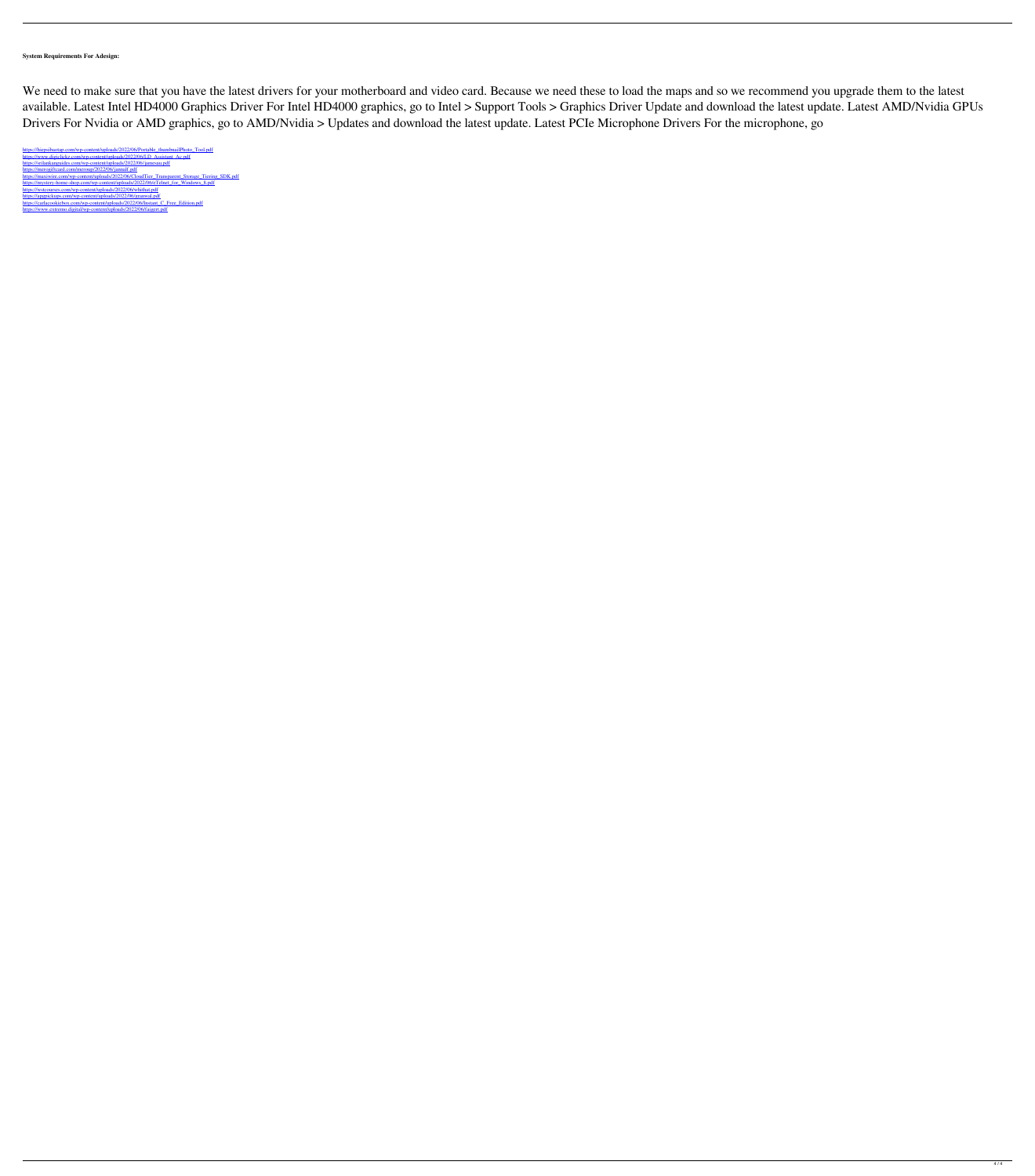**System Requirements For Adesign:**

We need to make sure that you have the latest drivers for your motherboard and video card. Because we need these to load the maps and so we recommend you upgrade them to the latest available. Latest Intel HD4000 Graphics Driver For Intel HD4000 graphics, go to Intel > Support Tools > Graphics Driver Update and download the latest update. Latest AMD/Nvidia GPUs Drivers For Nvidia or AMD graphics, go to AMD/Nvidia > Updates and download the latest update. Latest PCIe Microphone Drivers For the microphone, go

https://hirpsihastup.com/wp-content/uploads/2022/06/Portable_thumbnailPhoto_Tool.pdf
https://www.digiclickz.com/wp-content/uploads/2022/06/LD_Assistant_Ac.pdf
https://srilankanguides.com/wp-content/uploads/2022/06/jamesau.pdf
https://merogiftcard.com/meroup/2022/06/janmilf.pdf
https://maxiwire.com/wp-content/uploads/2022/06/CloudTier_Transparent_Storage_Tiering_SDK.pdf
https://mystery-home-shop.com/wp-content/uploads/2022/06/eTelnet_for_Windows_8.pdf
https://testcourses.com/wp-content/uploads/2022/06/whithat.pdf
https://apopickups.com/wp-content/uploads/2022/06/granwal.pdf
https://carlacookiebox.com/wp-content/uploads/2022/06/Instant_C_Free_Edition.pdf
https://www.extremo.digital/wp-content/uploads/2022/06/Taiteri.pdf